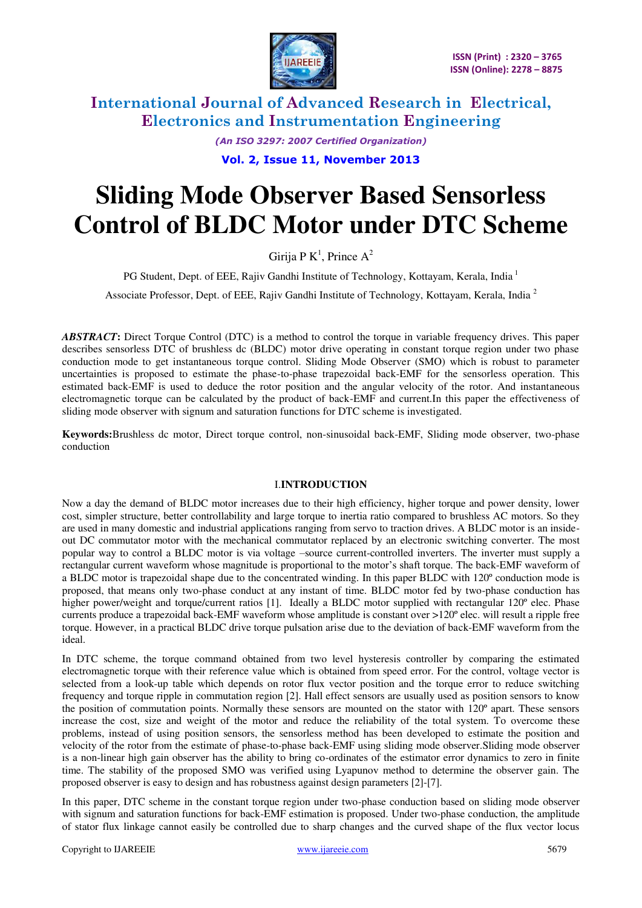# Sliding Mode Observer Based Sensorless Control of BLDC Motor under DTC Scheme

Girija P K[1], Prince A[2]

PG Student, Dept. of EEE, Rajiv Gandhi Institute of Technology, Kottayam, Kerala, India [1]

Associate Professor, Dept. of EEE, Rajiv Gandhi Institute of Technology, Kottayam, Kerala, India [2]

***ABSTRACT*:** Direct Torque Control (DTC) is a method to control the torque in variable frequency drives. This paper describes sensorless DTC of brushless dc (BLDC) motor drive operating in constant torque region under two phase conduction mode to get instantaneous torque control. Sliding Mode Observer (SMO) which is robust to parameter uncertainties is proposed to estimate the phase-to-phase trapezoidal back-EMF for the sensorless operation. This estimated back-EMF is used to deduce the rotor position and the angular velocity of the rotor. And instantaneous electromagnetic torque can be calculated by the product of back-EMF and current.In this paper the effectiveness of sliding mode observer with signum and saturation functions for DTC scheme is investigated.

**Keywords:**Brushless dc motor, Direct torque control, non-sinusoidal back-EMF, Sliding mode observer, two-phase conduction

## I.INTRODUCTION

Now a day the demand of BLDC motor increases due to their high efficiency, higher torque and power density, lower cost, simpler structure, better controllability and large torque to inertia ratio compared to brushless AC motors. So they are used in many domestic and industrial applications ranging from servo to traction drives. A BLDC motor is an inside-out DC commutator motor with the mechanical commutator replaced by an electronic switching converter. The most popular way to control a BLDC motor is via voltage –source current-controlled inverters. The inverter must supply a rectangular current waveform whose magnitude is proportional to the motor's shaft torque. The back-EMF waveform of a BLDC motor is trapezoidal shape due to the concentrated winding. In this paper BLDC with 120º conduction mode is proposed, that means only two-phase conduct at any instant of time. BLDC motor fed by two-phase conduction has higher power/weight and torque/current ratios [1]. Ideally a BLDC motor supplied with rectangular 120º elec. Phase currents produce a trapezoidal back-EMF waveform whose amplitude is constant over >120º elec. will result a ripple free torque. However, in a practical BLDC drive torque pulsation arise due to the deviation of back-EMF waveform from the ideal.

In DTC scheme, the torque command obtained from two level hysteresis controller by comparing the estimated electromagnetic torque with their reference value which is obtained from speed error. For the control, voltage vector is selected from a look-up table which depends on rotor flux vector position and the torque error to reduce switching frequency and torque ripple in commutation region [2]. Hall effect sensors are usually used as position sensors to know the position of commutation points. Normally these sensors are mounted on the stator with 120º apart. These sensors increase the cost, size and weight of the motor and reduce the reliability of the total system. To overcome these problems, instead of using position sensors, the sensorless method has been developed to estimate the position and velocity of the rotor from the estimate of phase-to-phase back-EMF using sliding mode observer.Sliding mode observer is a non-linear high gain observer has the ability to bring co-ordinates of the estimator error dynamics to zero in finite time. The stability of the proposed SMO was verified using Lyapunov method to determine the observer gain. The proposed observer is easy to design and has robustness against design parameters [2]-[7].

In this paper, DTC scheme in the constant torque region under two-phase conduction based on sliding mode observer with signum and saturation functions for back-EMF estimation is proposed. Under two-phase conduction, the amplitude of stator flux linkage cannot easily be controlled due to sharp changes and the curved shape of the flux vector locus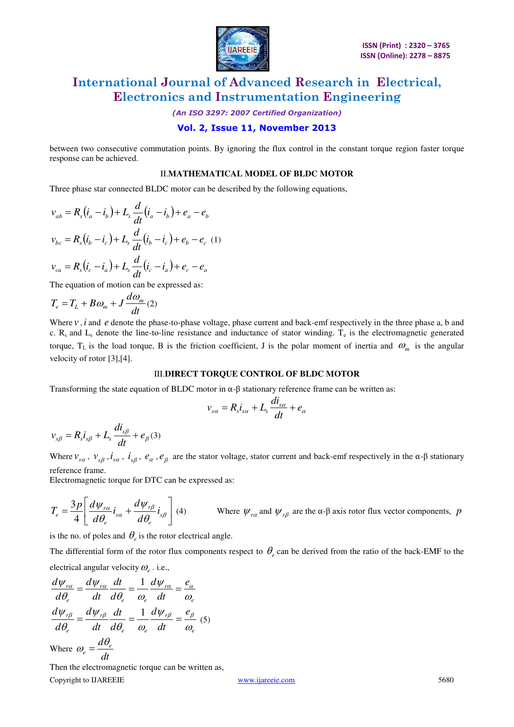between two consecutive commutation points. By ignoring the flux control in the constant torque region faster torque response can be achieved.

## II. MATHEMATICAL MODEL OF BLDC MOTOR

Three phase star connected BLDC motor can be described by the following equations,

$$v_{ab} = R_s(i_a - i_b) + L_s \frac{d}{dt}(i_a - i_b) + e_a - e_b$$

$$v_{bc} = R_s(i_b - i_c) + L_s \frac{d}{dt}(i_b - i_c) + e_b - e_c \quad (1)$$

$$v_{ca} = R_s(i_c - i_a) + L_s \frac{d}{dt}(i_c - i_a) + e_c - e_a$$

The equation of motion can be expressed as:

$$T_e = T_L + B\omega_m + J\frac{d\omega_m}{dt} \quad (2)$$

Where $v$, $i$ and $e$ denote the phase-to-phase voltage, phase current and back-emf respectively in the three phase a, b and c. $R_s$ and $L_s$ denote the line-to-line resistance and inductance of stator winding. $T_e$ is the electromagnetic generated torque, $T_L$ is the load torque, B is the friction coefficient, J is the polar moment of inertia and $\omega_m$ is the angular velocity of rotor [3],[4].

## III. DIRECT TORQUE CONTROL OF BLDC MOTOR

Transforming the state equation of BLDC motor in α-β stationary reference frame can be written as:

$$v_{s\alpha} = R_s i_{s\alpha} + L_s \frac{di_{s\alpha}}{dt} + e_\alpha$$

$$v_{s\beta} = R_s i_{s\beta} + L_s \frac{di_{s\beta}}{dt} + e_\beta \quad (3)$$

Where $v_{s\alpha}$, $v_{s\beta}$, $i_{s\alpha}$, $i_{s\beta}$, $e_\alpha$, $e_\beta$ are the stator voltage, stator current and back-emf respectively in the α-β stationary reference frame.

Electromagnetic torque for DTC can be expressed as:

$$T_e = \frac{3p}{4}\left[\frac{d\psi_{r\alpha}}{d\theta_e} i_{s\alpha} + \frac{d\psi_{r\beta}}{d\theta_e} i_{s\beta}\right] \quad (4)$$

Where $\psi_{r\alpha}$ and $\psi_{r\beta}$ are the α-β axis rotor flux vector components, $p$ is the no. of poles and $\theta_e$ is the rotor electrical angle.

The differential form of the rotor flux components respect to $\theta_e$ can be derived from the ratio of the back-EMF to the electrical angular velocity $\omega_e$. i.e.,

$$\frac{d\psi_{r\alpha}}{d\theta_e} = \frac{d\psi_{r\alpha}}{dt}\frac{dt}{d\theta_e} = \frac{1}{\omega_e}\frac{d\psi_{r\alpha}}{dt} = \frac{e_\alpha}{\omega_e}$$

$$\frac{d\psi_{r\beta}}{d\theta_e} = \frac{d\psi_{r\beta}}{dt}\frac{dt}{d\theta_e} = \frac{1}{\omega_e}\frac{d\psi_{r\beta}}{dt} = \frac{e_\beta}{\omega_e} \quad (5)$$

Where $\omega_e = \dfrac{d\theta_e}{dt}$

Then the electromagnetic torque can be written as,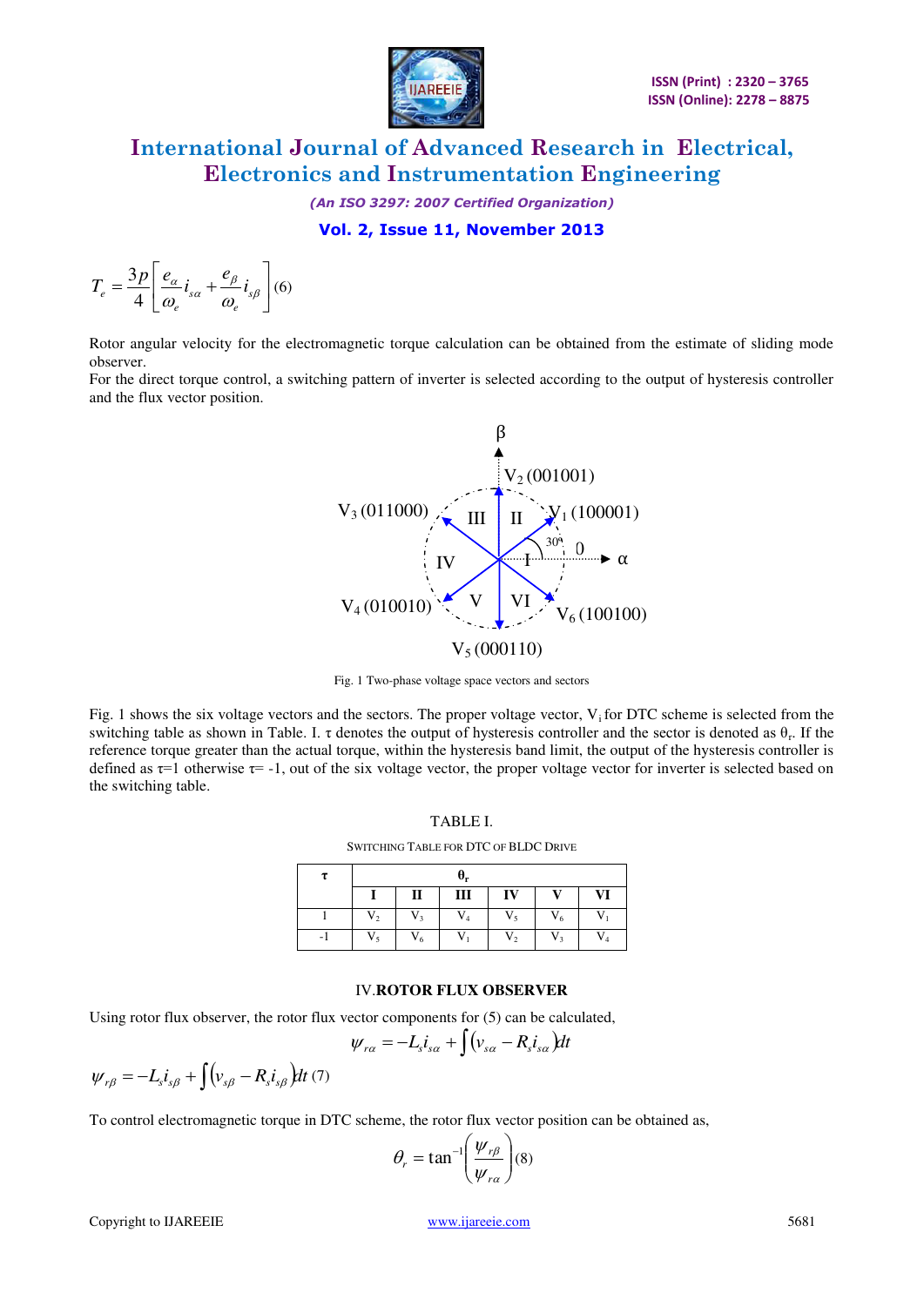$$T_e = \frac{3p}{4}\left[\frac{e_\alpha}{\omega_e} i_{s\alpha} + \frac{e_\beta}{\omega_e} i_{s\beta}\right] \quad (6)$$

Rotor angular velocity for the electromagnetic torque calculation can be obtained from the estimate of sliding mode observer.

For the direct torque control, a switching pattern of inverter is selected according to the output of hysteresis controller and the flux vector position.

Fig. 1 Two-phase voltage space vectors and sectors

Fig. 1 shows the six voltage vectors and the sectors. The proper voltage vector, $V_i$ for DTC scheme is selected from the switching table as shown in Table. I. $\tau$ denotes the output of hysteresis controller and the sector is denoted as $\theta_r$. If the reference torque greater than the actual torque, within the hysteresis band limit, the output of the hysteresis controller is defined as $\tau$=1 otherwise $\tau$= -1, out of the six voltage vector, the proper voltage vector for inverter is selected based on the switching table.

TABLE I.

SWITCHING TABLE FOR DTC OF BLDC DRIVE

| $\tau$ | $\theta_r$ | | | | | |
|---|---|---|---|---|---|---|
| | **I** | **II** | **III** | **IV** | **V** | **VI** |
| 1 | $V_2$ | $V_3$ | $V_4$ | $V_5$ | $V_6$ | $V_1$ |
| -1 | $V_5$ | $V_6$ | $V_1$ | $V_2$ | $V_3$ | $V_4$ |

## IV. ROTOR FLUX OBSERVER

Using rotor flux observer, the rotor flux vector components for (5) can be calculated,

$$\psi_{r\alpha} = -L_s i_{s\alpha} + \int \left(v_{s\alpha} - R_s i_{s\alpha}\right) dt$$

$$\psi_{r\beta} = -L_s i_{s\beta} + \int \left(v_{s\beta} - R_s i_{s\beta}\right) dt \quad (7)$$

To control electromagnetic torque in DTC scheme, the rotor flux vector position can be obtained as,

$$\theta_r = \tan^{-1}\left(\frac{\psi_{r\beta}}{\psi_{r\alpha}}\right) \quad (8)$$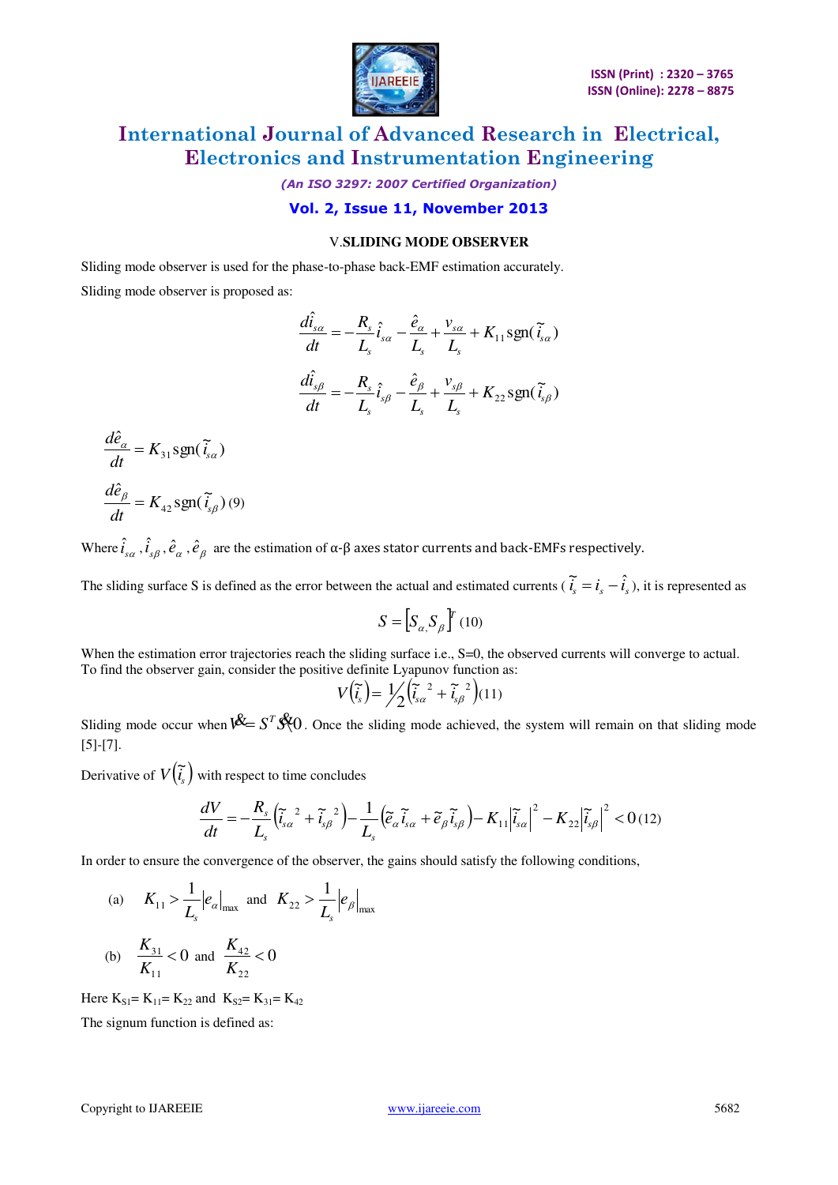## V. SLIDING MODE OBSERVER

Sliding mode observer is used for the phase-to-phase back-EMF estimation accurately.

Sliding mode observer is proposed as:

$$\frac{d\hat{i}_{s\alpha}}{dt} = -\frac{R_s}{L_s}\hat{i}_{s\alpha} - \frac{\hat{e}_\alpha}{L_s} + \frac{v_{s\alpha}}{L_s} + K_{11}\,\mathrm{sgn}(\tilde{i}_{s\alpha})$$

$$\frac{d\hat{i}_{s\beta}}{dt} = -\frac{R_s}{L_s}\hat{i}_{s\beta} - \frac{\hat{e}_\beta}{L_s} + \frac{v_{s\beta}}{L_s} + K_{22}\,\mathrm{sgn}(\tilde{i}_{s\beta})$$

$$\frac{d\hat{e}_\alpha}{dt} = K_{31}\,\mathrm{sgn}(\tilde{i}_{s\alpha})$$

$$\frac{d\hat{e}_\beta}{dt} = K_{42}\,\mathrm{sgn}(\tilde{i}_{s\beta}) \quad (9)$$

Where $\hat{i}_{s\alpha}, \hat{i}_{s\beta}, \hat{e}_\alpha, \hat{e}_\beta$ are the estimation of α-β axes stator currents and back-EMFs respectively.

The sliding surface S is defined as the error between the actual and estimated currents ( $\tilde{i}_s = i_s - \hat{i}_s$ ), it is represented as

$$S = \left[S_\alpha, S_\beta\right]^T \quad (10)$$

When the estimation error trajectories reach the sliding surface i.e., S=0, the observed currents will converge to actual. To find the observer gain, consider the positive definite Lyapunov function as:

$$V\left(\tilde{i}_s\right) = \tfrac{1}{2}\left(\tilde{i}_{s\alpha}^{\,2} + \tilde{i}_{s\beta}^{\,2}\right) \quad (11)$$

Sliding mode occur when $\dot{V} = S^T \dot{S} < 0$. Once the sliding mode achieved, the system will remain on that sliding mode [5]-[7].

Derivative of $V\left(\tilde{i}_s\right)$ with respect to time concludes

$$\frac{dV}{dt} = -\frac{R_s}{L_s}\left(\tilde{i}_{s\alpha}^{\,2} + \tilde{i}_{s\beta}^{\,2}\right) - \frac{1}{L_s}\left(\tilde{e}_\alpha \tilde{i}_{s\alpha} + \tilde{e}_\beta \tilde{i}_{s\beta}\right) - K_{11}\left|\tilde{i}_{s\alpha}\right|^2 - K_{22}\left|\tilde{i}_{s\beta}\right|^2 < 0 \quad (12)$$

In order to ensure the convergence of the observer, the gains should satisfy the following conditions,

(a) $K_{11} > \frac{1}{L_s}\left|e_\alpha\right|_{\max}$ and $K_{22} > \frac{1}{L_s}\left|e_\beta\right|_{\max}$

(b) $\frac{K_{31}}{K_{11}} < 0$ and $\frac{K_{42}}{K_{22}} < 0$

Here $K_{S1} = K_{11} = K_{22}$ and $K_{S2} = K_{31} = K_{42}$

The signum function is defined as: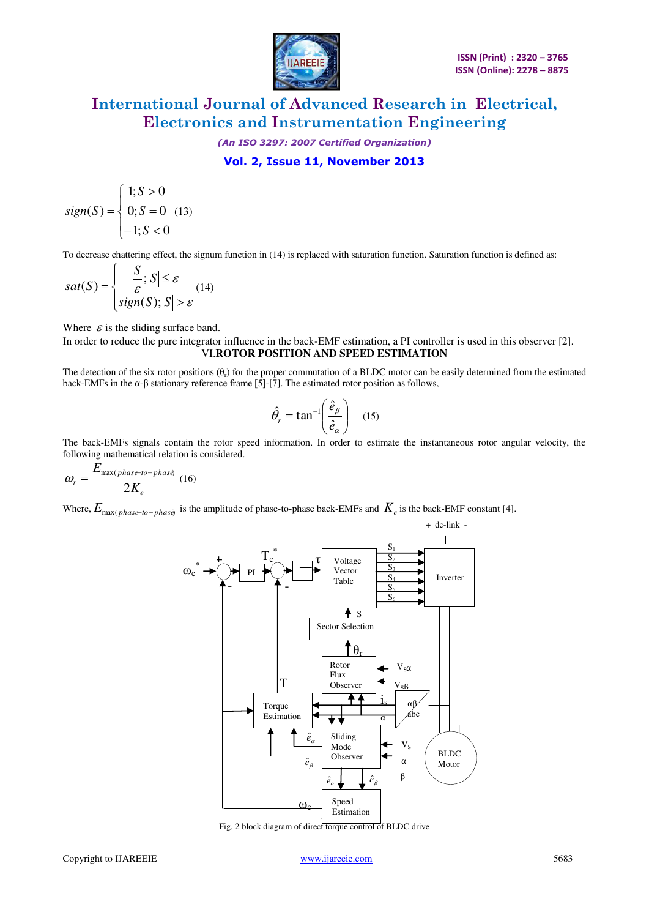$$sign(S) = \begin{cases} 1; S > 0 \\ 0; S = 0 \\ -1; S < 0 \end{cases} \quad (13)$$

To decrease chattering effect, the signum function in (14) is replaced with saturation function. Saturation function is defined as:

$$sat(S) = \begin{cases} \dfrac{S}{\varepsilon}; |S| \leq \varepsilon \\ sign(S); |S| > \varepsilon \end{cases} \quad (14)$$

Where $\varepsilon$ is the sliding surface band.

In order to reduce the pure integrator influence in the back-EMF estimation, a PI controller is used in this observer [2].

## VI. ROTOR POSITION AND SPEED ESTIMATION

The detection of the six rotor positions ($\theta_r$) for the proper commutation of a BLDC motor can be easily determined from the estimated back-EMFs in the α-β stationary reference frame [5]-[7]. The estimated rotor position as follows,

$$\hat{\theta}_r = \tan^{-1}\left(\frac{\hat{e}_\beta}{\hat{e}_\alpha}\right) \quad (15)$$

The back-EMFs signals contain the rotor speed information. In order to estimate the instantaneous rotor angular velocity, the following mathematical relation is considered.

$$\omega_r = \frac{E_{\max(phase-to-phase)}}{2K_e} \quad (16)$$

Where, $E_{\max(phase-to-phase)}$ is the amplitude of phase-to-phase back-EMFs and $K_e$ is the back-EMF constant [4].

Fig. 2 block diagram of direct torque control of BLDC drive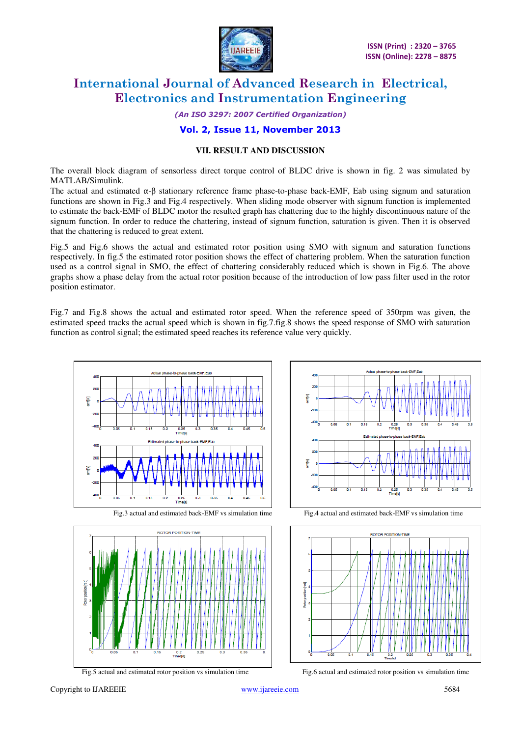### VII. RESULT AND DISCUSSION

The overall block diagram of sensorless direct torque control of BLDC drive is shown in fig. 2 was simulated by MATLAB/Simulink.
The actual and estimated α-β stationary reference frame phase-to-phase back-EMF, Eab using signum and saturation functions are shown in Fig.3 and Fig.4 respectively. When sliding mode observer with signum function is implemented to estimate the back-EMF of BLDC motor the resulted graph has chattering due to the highly discontinuous nature of the signum function. In order to reduce the chattering, instead of signum function, saturation is given. Then it is observed that the chattering is reduced to great extent.

Fig.5 and Fig.6 shows the actual and estimated rotor position using SMO with signum and saturation functions respectively. In fig.5 the estimated rotor position shows the effect of chattering problem. When the saturation function used as a control signal in SMO, the effect of chattering considerably reduced which is shown in Fig.6. The above graphs show a phase delay from the actual rotor position because of the introduction of low pass filter used in the rotor position estimator.

Fig.7 and Fig.8 shows the actual and estimated rotor speed. When the reference speed of 350rpm was given, the estimated speed tracks the actual speed which is shown in fig.7.fig.8 shows the speed response of SMO with saturation function as control signal; the estimated speed reaches its reference value very quickly.

Fig.3 actual and estimated back-EMF vs simulation time

Fig.4 actual and estimated back-EMF vs simulation time

Fig.5 actual and estimated rotor position vs simulation time

Fig.6 actual and estimated rotor position vs simulation time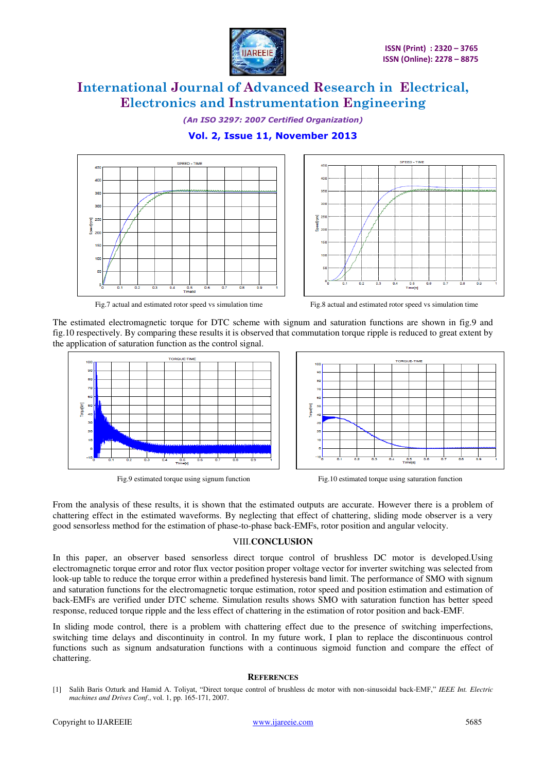Fig.7 actual and estimated rotor speed vs simulation time

Fig.8 actual and estimated rotor speed vs simulation time

The estimated electromagnetic torque for DTC scheme with signum and saturation functions are shown in fig.9 and fig.10 respectively. By comparing these results it is observed that commutation torque ripple is reduced to great extent by the application of saturation function as the control signal.

Fig.9 estimated torque using signum function

Fig.10 estimated torque using saturation function

From the analysis of these results, it is shown that the estimated outputs are accurate. However there is a problem of chattering effect in the estimated waveforms. By neglecting that effect of chattering, sliding mode observer is a very good sensorless method for the estimation of phase-to-phase back-EMFs, rotor position and angular velocity.

## VIII. CONCLUSION

In this paper, an observer based sensorless direct torque control of brushless DC motor is developed.Using electromagnetic torque error and rotor flux vector position proper voltage vector for inverter switching was selected from look-up table to reduce the torque error within a predefined hysteresis band limit. The performance of SMO with signum and saturation functions for the electromagnetic torque estimation, rotor speed and position estimation and estimation of back-EMFs are verified under DTC scheme. Simulation results shows SMO with saturation function has better speed response, reduced torque ripple and the less effect of chattering in the estimation of rotor position and back-EMF.

In sliding mode control, there is a problem with chattering effect due to the presence of switching imperfections, switching time delays and discontinuity in control. In my future work, I plan to replace the discontinuous control functions such as signum andsaturation functions with a continuous sigmoid function and compare the effect of chattering.

## REFERENCES

[1] Salih Baris Ozturk and Hamid A. Toliyat, "Direct torque control of brushless dc motor with non-sinusoidal back-EMF," *IEEE Int. Electric machines and Drives Conf*., vol. 1, pp. 165-171, 2007.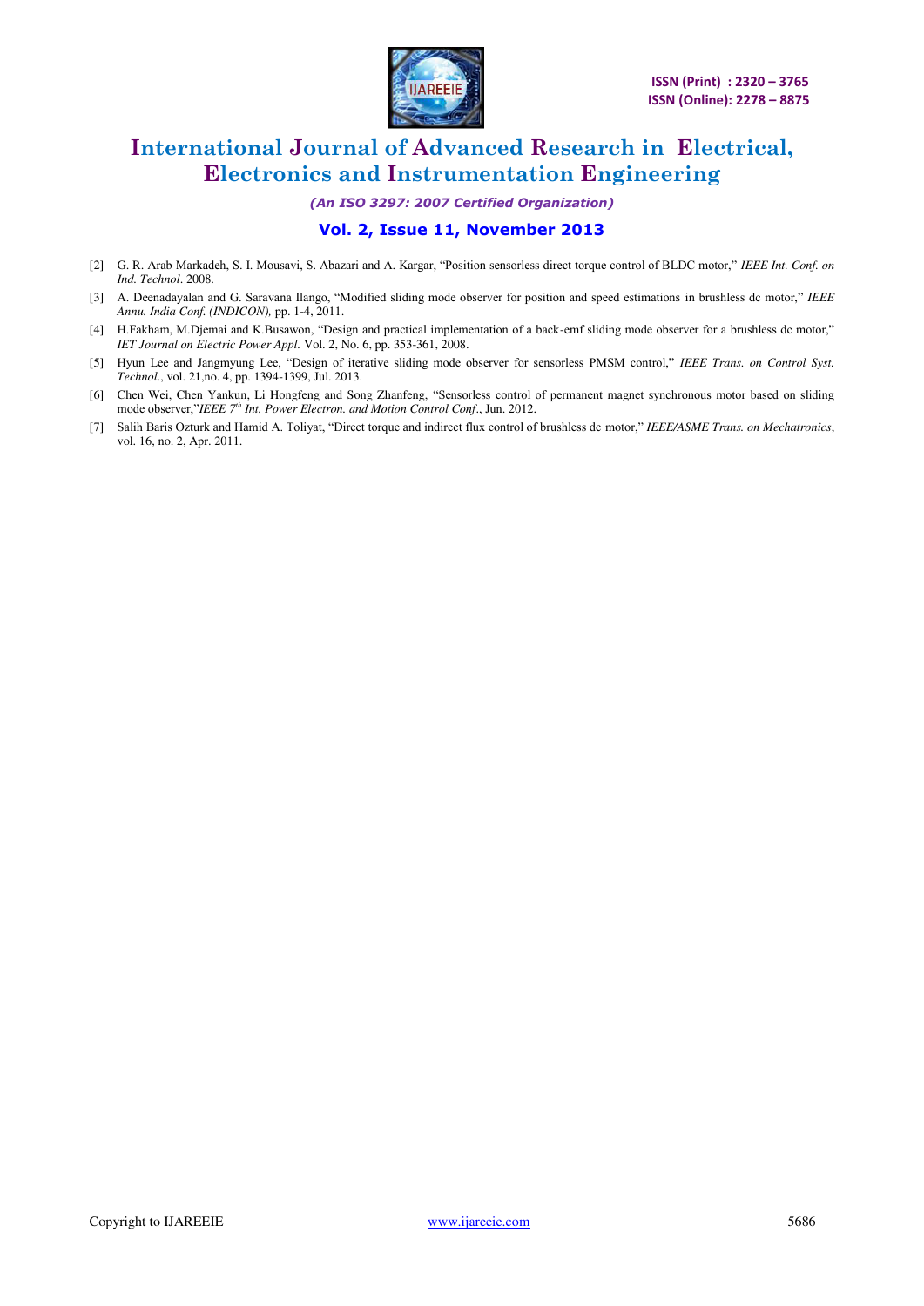[2] G. R. Arab Markadeh, S. I. Mousavi, S. Abazari and A. Kargar, "Position sensorless direct torque control of BLDC motor," *IEEE Int. Conf. on Ind. Technol*. 2008.

[3] A. Deenadayalan and G. Saravana Ilango, "Modified sliding mode observer for position and speed estimations in brushless dc motor," *IEEE Annu. India Conf. (INDICON),* pp. 1-4, 2011.

[4] H.Fakham, M.Djemai and K.Busawon, "Design and practical implementation of a back-emf sliding mode observer for a brushless dc motor," *IET Journal on Electric Power Appl.* Vol. 2, No. 6, pp. 353-361, 2008.

[5] Hyun Lee and Jangmyung Lee, "Design of iterative sliding mode observer for sensorless PMSM control," *IEEE Trans. on Control Syst. Technol.*, vol. 21,no. 4, pp. 1394-1399, Jul. 2013.

[6] Chen Wei, Chen Yankun, Li Hongfeng and Song Zhanfeng, "Sensorless control of permanent magnet synchronous motor based on sliding mode observer,"*IEEE 7th Int. Power Electron. and Motion Control Conf*., Jun. 2012.

[7] Salih Baris Ozturk and Hamid A. Toliyat, "Direct torque and indirect flux control of brushless dc motor," *IEEE/ASME Trans. on Mechatronics*, vol. 16, no. 2, Apr. 2011.